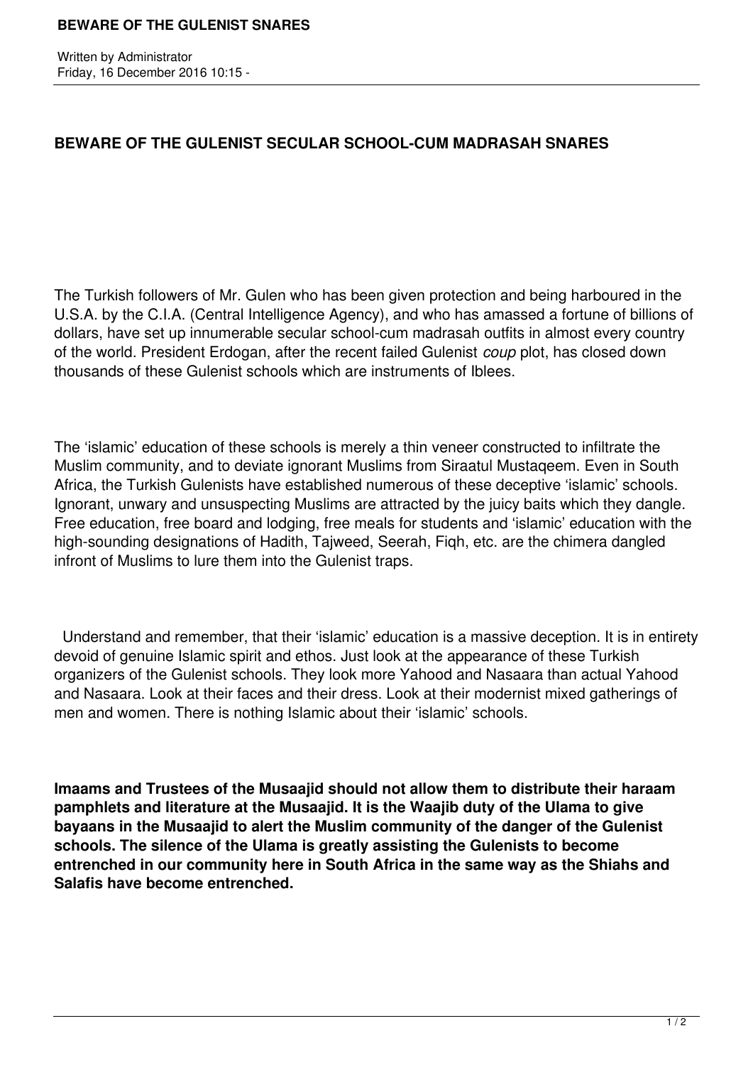# BEWARE OF THE GULENIST SECULAR SCHOOL-CUM MADRASAH SNARES

The Turkish followers of Mr. Gulen who has been given protection and being harboured in the U.S.A. by the C.I.A. (Central Intelligence Agency), and who has amassed a fortune of billions of dollars, have set up innumerable secular school-cum madrasah outfits in almost every country of the world. President Erdogan, after the recent failed Gulenist *coup* plot, has closed down thousands of these Gulenist schools which are instruments of Iblees.

The 'islamic' education of these schools is merely a thin veneer constructed to infiltrate the Muslim community, and to deviate ignorant Muslims from Siraatul Mustaqeem. Even in South Africa, the Turkish Gulenists have established numerous of these deceptive 'islamic' schools. Ignorant, unwary and unsuspecting Muslims are attracted by the juicy baits which they dangle. Free education, free board and lodging, free meals for students and 'islamic' education with the high-sounding designations of Hadith, Tajweed, Seerah, Fiqh, etc. are the chimera dangled infront of Muslims to lure them into the Gulenist traps.

Understand and remember, that their 'islamic' education is a massive deception. It is in entirety devoid of genuine Islamic spirit and ethos. Just look at the appearance of these Turkish organizers of the Gulenist schools. They look more Yahood and Nasaara than actual Yahood and Nasaara. Look at their faces and their dress. Look at their modernist mixed gatherings of men and women. There is nothing Islamic about their 'islamic' schools.

**Imaams and Trustees of the Musaajid should not allow them to distribute their haraam pamphlets and literature at the Musaajid. It is the Waajib duty of the Ulama to give bayaans in the Musaajid to alert the Muslim community of the danger of the Gulenist schools. The silence of the Ulama is greatly assisting the Gulenists to become entrenched in our community here in South Africa in the same way as the Shiahs and Salafis have become entrenched.**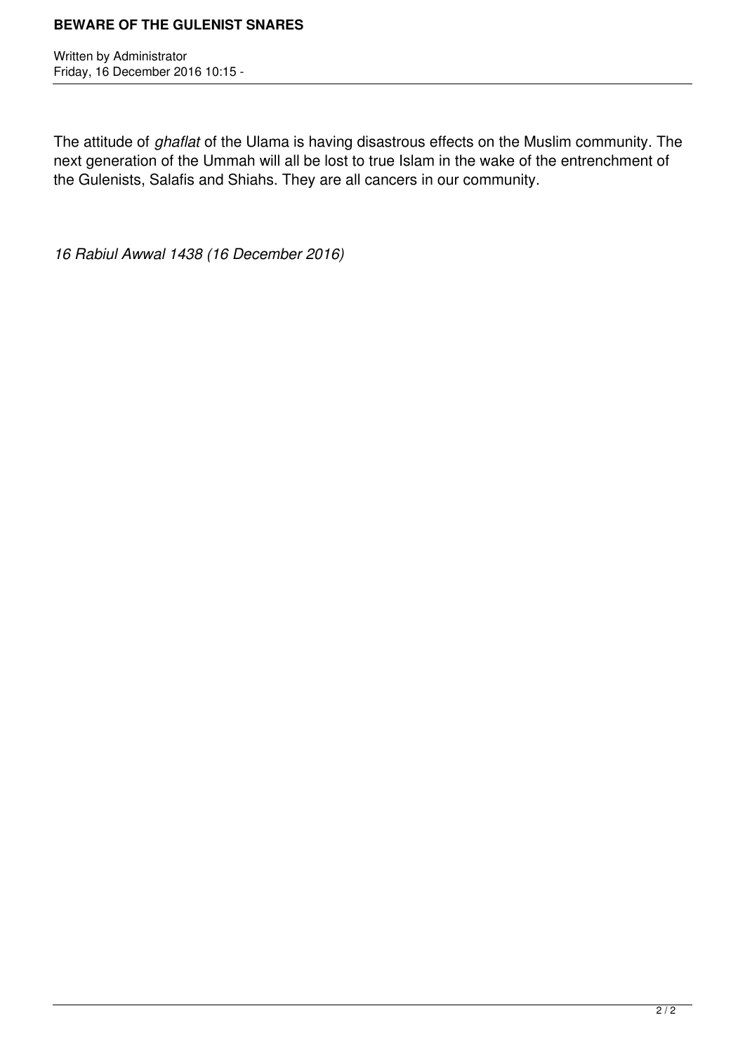The attitude of *ghaflat* of the Ulama is having disastrous effects on the Muslim community. The next generation of the Ummah will all be lost to true Islam in the wake of the entrenchment of the Gulenists, Salafis and Shiahs. They are all cancers in our community.

*16 Rabiul Awwal 1438 (16 December 2016)*